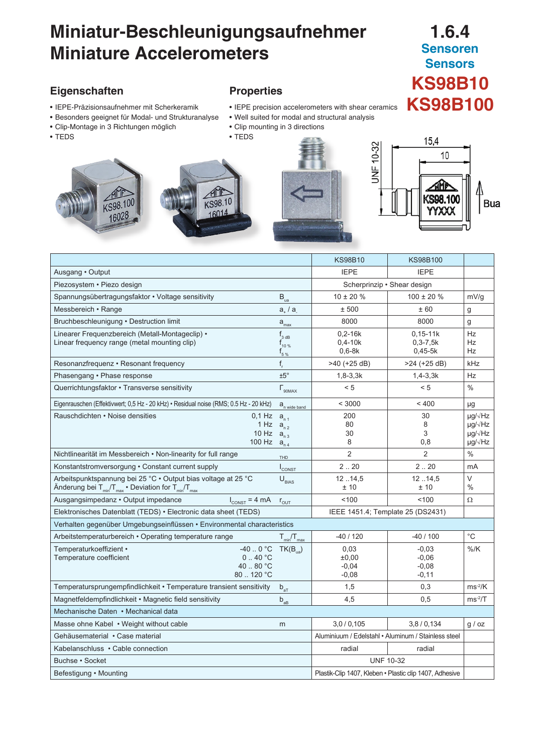# Miniatur-Beschleunigungsaufnehmer
# Miniature Accelerometers

**1.6.4**
**Sensoren**
**Sensors**

# KS98B10
# KS98B100

## Eigenschaften

- IEPE-Präzisionsaufnehmer mit Scherkeramik
- Besonders geeignet für Modal- und Strukturanalyse
- Clip-Montage in 3 Richtungen möglich
- TEDS

## Properties

- IEPE precision accelerometers with shear ceramics
- Well suited for modal and structural analysis
- Clip mounting in 3 directions
- TEDS

| | | KS98B10 | KS98B100 | |
|---|---|---|---|---|
| Ausgang • Output | | IEPE | IEPE | |
| Piezosystem • Piezo design | | Scherprinzip • Shear design | | |
| Spannungsübertragungsfaktor • Voltage sensitivity | $B_{ua}$ | 10 ± 20 % | 100 ± 20 % | mV/g |
| Messbereich • Range | $a_+ / a_-$ | ± 500 | ± 60 | g |
| Bruchbeschleunigung • Destruction limit | $a_{max}$ | 8000 | 8000 | g |
| Linearer Frequenzbereich (Metall-Montageclip) • Linear frequency range (metal mounting clip) | $f_{3\,dB}$<br>$f_{10\,\%}$<br>$f_{5\,\%}$ | 0,2-16k<br>0,4-10k<br>0,6-8k | 0,15-11k<br>0,3-7,5k<br>0,45-5k | Hz<br>Hz<br>Hz |
| Resonanzfrequenz • Resonant frequency | $f_r$ | >40 (+25 dB) | >24 (+25 dB) | kHz |
| Phasengang • Phase response | ±5° | 1,8-3,3k | 1,4-3,3k | Hz |
| Querrichtungsfaktor • Transverse sensitivity | $\Gamma_{90MAX}$ | < 5 | < 5 | % |
| Eigenrauschen (Effektivwert; 0,5 Hz - 20 kHz) • Residual noise (RMS; 0.5 Hz - 20 kHz) | $a_{n\ wide\ band}$ | < 3000 | < 400 | µg |
| Rauschdichten • Noise densities 0,1 Hz / 1 Hz / 10 Hz / 100 Hz | $a_{n\,1}$<br>$a_{n\,2}$<br>$a_{n\,3}$<br>$a_{n\,4}$ | 200<br>80<br>30<br>8 | 30<br>8<br>3<br>0,8 | µg/√Hz<br>µg/√Hz<br>µg/√Hz<br>µg/√Hz |
| Nichtlinearität im Messbereich • Non-linearity for full range | THD | 2 | 2 | % |
| Konstantstromversorgung • Constant current supply | $I_{CONST}$ | 2 .. 20 | 2 .. 20 | mA |
| Arbeitspunktspannung bei 25 °C • Output bias voltage at 25 °C<br>Änderung bei $T_{min}/T_{max}$ • Deviation for $T_{min}/T_{max}$ | $U_{BIAS}$ | 12 ..14,5<br>± 10 | 12 ..14,5<br>± 10 | V<br>% |
| Ausgangsimpedanz • Output impedance $I_{CONST}$ = 4 mA | $r_{OUT}$ | <100 | <100 | Ω |
| Elektronisches Datenblatt (TEDS) • Electronic data sheet (TEDS) | | IEEE 1451.4; Template 25 (DS2431) | | |
| **Verhalten gegenüber Umgebungseinflüssen • Environmental characteristics** | | | | |
| Arbeitstemperaturbereich • Operating temperature range | $T_{min}/T_{max}$ | -40 / 120 | -40 / 100 | °C |
| Temperaturkoeffizient • Temperature coefficient -40 .. 0 °C / 0 .. 40 °C / 40 .. 80 °C / 80 .. 120 °C | $TK(B_{ua})$ | 0,03<br>±0,00<br>-0,04<br>-0,08 | -0,03<br>-0,06<br>-0,08<br>-0,11 | %/K |
| Temperatursprungempfindlichkeit • Temperature transient sensitivity | $b_{aT}$ | 1,5 | 0,3 | $ms^{-2}/K$ |
| Magnetfeldempfindlichkeit • Magnetic field sensitivity | $b_{aB}$ | 4,5 | 0,5 | $ms^{-2}/T$ |
| **Mechanische Daten • Mechanical data** | | | | |
| Masse ohne Kabel • Weight without cable | m | 3,0 / 0,105 | 3,8 / 0,134 | g / oz |
| Gehäusematerial • Case material | | Aluminiuum / Edelstahl • Aluminum / Stainless steel | | |
| Kabelanschluss • Cable connection | | radial | radial | |
| Buchse • Socket | | UNF 10-32 | | |
| Befestigung • Mounting | | Plastik-Clip 1407, Kleben • Plastic clip 1407, Adhesive | | |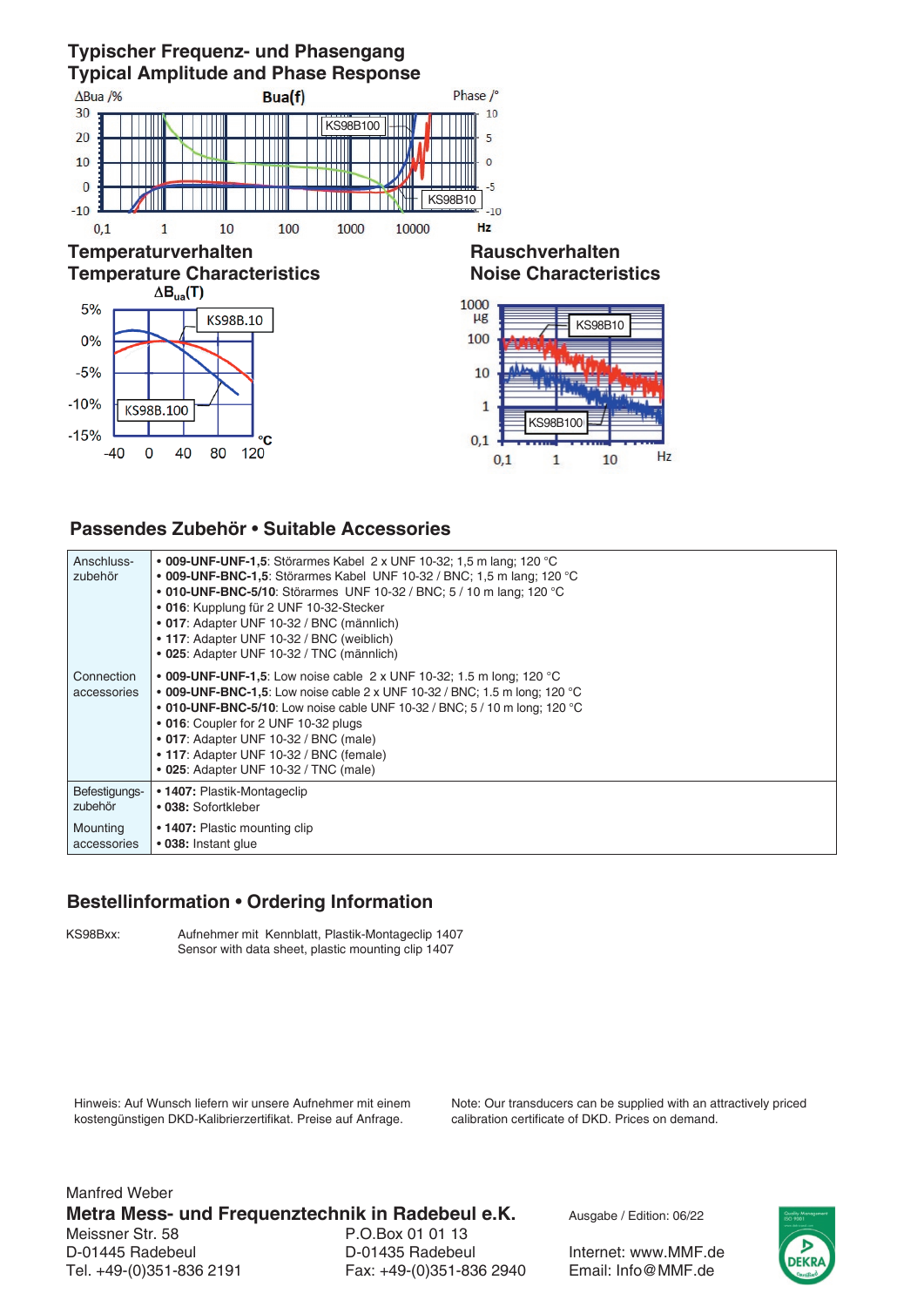## Typischer Frequenz- und Phasengang
## Typical Amplitude and Phase Response

ΔBua /%

Bua(f)

Phase /°

30
20
10
0
-10

10
5
0
-5
-10

0,1 1 10 100 1000 10000 Hz

KS98B100

KS98B10

## Temperaturverhalten
## Temperature Characteristics

$\Delta B_{ua}(T)$

5%
0%
-5%
-10%
-15%

-40 0 40 80 120 °C

KS98B.10

KS98B.100

## Rauschverhalten
## Noise Characteristics

1000 µg
100
10
1
0,1

0,1 1 10 Hz

KS98B10

KS98B100

## Passendes Zubehör • Suitable Accessories

| | |
|---|---|
| Anschluss-zubehör | • **009-UNF-UNF-1,5**: Störarmes Kabel 2 x UNF 10-32; 1,5 m lang; 120 °C<br>• **009-UNF-BNC-1,5**: Störarmes Kabel UNF 10-32 / BNC; 1,5 m lang; 120 °C<br>• **010-UNF-BNC-5/10**: Störarmes UNF 10-32 / BNC; 5 / 10 m lang; 120 °C<br>• **016**: Kupplung für 2 UNF 10-32-Stecker<br>• **017**: Adapter UNF 10-32 / BNC (männlich)<br>• **117**: Adapter UNF 10-32 / BNC (weiblich)<br>• **025**: Adapter UNF 10-32 / TNC (männlich) |
| Connection accessories | • **009-UNF-UNF-1,5**: Low noise cable 2 x UNF 10-32; 1.5 m long; 120 °C<br>• **009-UNF-BNC-1,5**: Low noise cable 2 x UNF 10-32 / BNC; 1.5 m long; 120 °C<br>• **010-UNF-BNC-5/10**: Low noise cable UNF 10-32 / BNC; 5 / 10 m long; 120 °C<br>• **016**: Coupler for 2 UNF 10-32 plugs<br>• **017**: Adapter UNF 10-32 / BNC (male)<br>• **117**: Adapter UNF 10-32 / BNC (female)<br>• **025**: Adapter UNF 10-32 / TNC (male) |
| Befestigungs-zubehör | • **1407:** Plastik-Montageclip<br>• **038:** Sofortkleber |
| Mounting accessories | • **1407:** Plastic mounting clip<br>• **038:** Instant glue |

## Bestellinformation • Ordering Information

KS98Bxx: Aufnehmer mit Kennblatt, Plastik-Montageclip 1407
Sensor with data sheet, plastic mounting clip 1407

Hinweis: Auf Wunsch liefern wir unsere Aufnehmer mit einem kostengünstigen DKD-Kalibrierzertifikat. Preise auf Anfrage.

Note: Our transducers can be supplied with an attractively priced calibration certificate of DKD. Prices on demand.

Manfred Weber
**Metra Mess- und Frequenztechnik in Radebeul e.K.**
Meissner Str. 58
D-01445 Radebeul
Tel. +49-(0)351-836 2191

P.O.Box 01 01 13
D-01435 Radebeul
Fax: +49-(0)351-836 2940

Ausgabe / Edition: 06/22

Internet: www.MMF.de
Email: Info@MMF.de